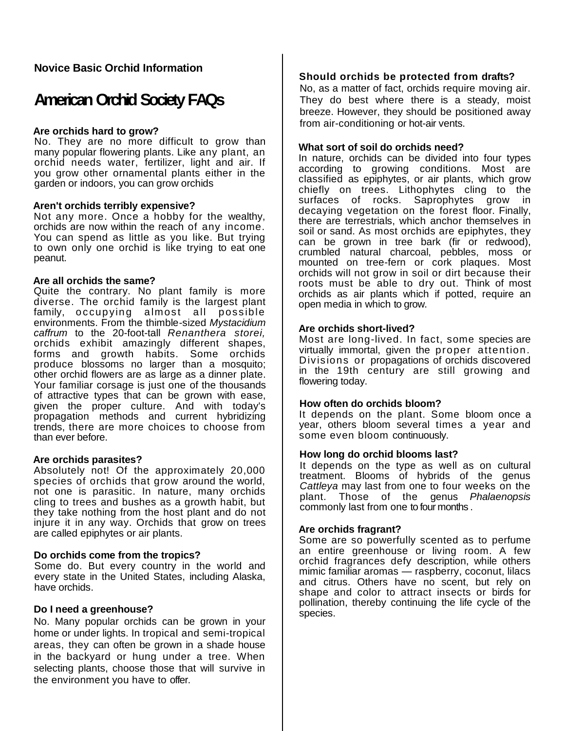**Novice Basic Orchid Information**

# American Orchid Society FAQs

**Are orchids hard to grow?**

No. They are no more difficult to grow than many popular flowering plants. Like any plant, an orchid needs water, fertilizer, light and air. If you grow other ornamental plants either in the garden or indoors, you can grow orchids

**Aren't orchids terribly expensive?**

Not any more. Once a hobby for the wealthy, orchids are now within the reach of any income. You can spend as little as you like. But trying to own only one orchid is like trying to eat one peanut.

**Are all orchids the same?**

Quite the contrary. No plant family is more diverse. The orchid family is the largest plant family, occupying almost all possible environments. From the thimble-sized *Mystacidium caffrum* to the 20-foot-tall *Renanthera storei,* orchids exhibit amazingly different shapes, forms and growth habits. Some orchids produce blossoms no larger than a mosquito; other orchid flowers are as large as a dinner plate. Your familiar corsage is just one of the thousands of attractive types that can be grown with ease, given the proper culture. And with today's propagation methods and current hybridizing trends, there are more choices to choose from than ever before.

**Are orchids parasites?**

Absolutely not! Of the approximately 20,000 species of orchids that grow around the world, not one is parasitic. In nature, many orchids cling to trees and bushes as a growth habit, but they take nothing from the host plant and do not injure it in any way. Orchids that grow on trees are called epiphytes or air plants.

**Do orchids come from the tropics?**

Some do. But every country in the world and every state in the United States, including Alaska, have orchids.

**Do I need a greenhouse?**

No. Many popular orchids can be grown in your home or under lights. In tropical and semi-tropical areas, they can often be grown in a shade house in the backyard or hung under a tree. When selecting plants, choose those that will survive in the environment you have to offer.

**Should orchids be protected from drafts?**

No, as a matter of fact, orchids require moving air. They do best where there is a steady, moist breeze. However, they should be positioned away from air-conditioning or hot-air vents.

**What sort of soil do orchids need?**

In nature, orchids can be divided into four types according to growing conditions. Most are classified as epiphytes, or air plants, which grow chiefly on trees. Lithophytes cling to the surfaces of rocks. Saprophytes grow in decaying vegetation on the forest floor. Finally, there are terrestrials, which anchor themselves in soil or sand. As most orchids are epiphytes, they can be grown in tree bark (fir or redwood), crumbled natural charcoal, pebbles, moss or mounted on tree-fern or cork plaques. Most orchids will not grow in soil or dirt because their roots must be able to dry out. Think of most orchids as air plants which if potted, require an open media in which to grow.

**Are orchids short-lived?**

Most are long-lived. In fact, some species are virtually immortal, given the proper attention. Divisions or propagations of orchids discovered in the 19th century are still growing and flowering today.

**How often do orchids bloom?**

It depends on the plant. Some bloom once a year, others bloom several times a year and some even bloom continuously.

**How long do orchid blooms last?**

It depends on the type as well as on cultural treatment. Blooms of hybrids of the genus *Cattleya* may last from one to four weeks on the plant. Those of the genus *Phalaenopsis* commonly last from one to four months .

**Are orchids fragrant?**

Some are so powerfully scented as to perfume an entire greenhouse or living room. A few orchid fragrances defy description, while others mimic familiar aromas — raspberry, coconut, lilacs and citrus. Others have no scent, but rely on shape and color to attract insects or birds for pollination, thereby continuing the life cycle of the species.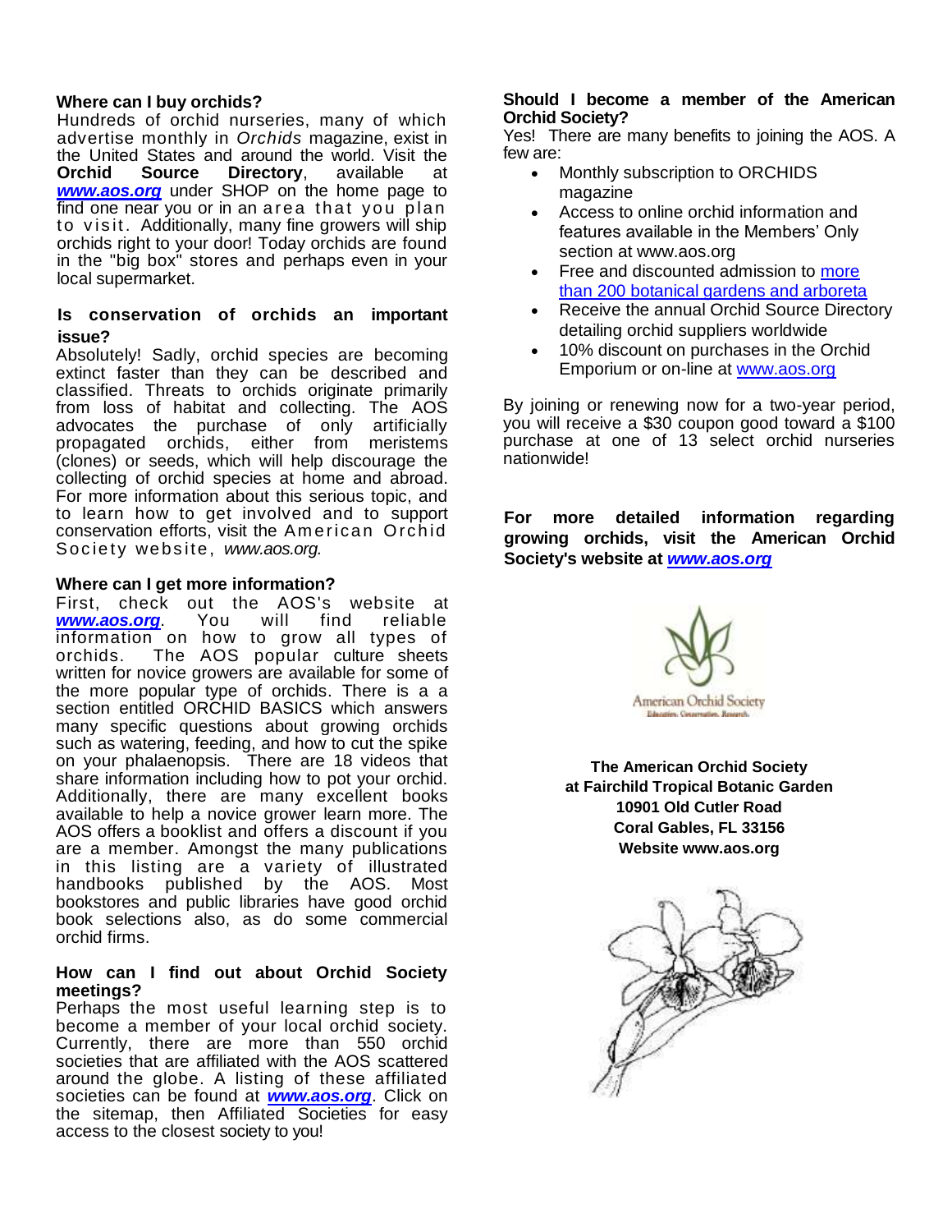**Where can I buy orchids?**

Hundreds of orchid nurseries, many of which advertise monthly in *Orchids* magazine, exist in the United States and around the world. Visit the **Orchid Source Directory**, available at ***www.aos.org*** under SHOP on the home page to find one near you or in an area that you plan to visit. Additionally, many fine growers will ship orchids right to your door! Today orchids are found in the "big box" stores and perhaps even in your local supermarket.

**Is conservation of orchids an important issue?**

Absolutely! Sadly, orchid species are becoming extinct faster than they can be described and classified. Threats to orchids originate primarily from loss of habitat and collecting. The AOS advocates the purchase of only artificially propagated orchids, either from meristems (clones) or seeds, which will help discourage the collecting of orchid species at home and abroad. For more information about this serious topic, and to learn how to get involved and to support conservation efforts, visit the American Orchid Society website, *www.aos.org.*

**Where can I get more information?**

First, check out the AOS's website at ***www.aos.org***. You will find reliable information on how to grow all types of orchids. The AOS popular culture sheets written for novice growers are available for some of the more popular type of orchids. There is a a section entitled ORCHID BASICS which answers many specific questions about growing orchids such as watering, feeding, and how to cut the spike on your phalaenopsis. There are 18 videos that share information including how to pot your orchid. Additionally, there are many excellent books available to help a novice grower learn more. The AOS offers a booklist and offers a discount if you are a member. Amongst the many publications in this listing are a variety of illustrated handbooks published by the AOS. Most bookstores and public libraries have good orchid book selections also, as do some commercial orchid firms.

**How can I find out about Orchid Society meetings?**

Perhaps the most useful learning step is to become a member of your local orchid society. Currently, there are more than 550 orchid societies that are affiliated with the AOS scattered around the globe. A listing of these affiliated societies can be found at ***www.aos.org***. Click on the sitemap, then Affiliated Societies for easy access to the closest society to you!

**Should I become a member of the American Orchid Society?**

Yes! There are many benefits to joining the AOS. A few are:

- Monthly subscription to ORCHIDS magazine
- Access to online orchid information and features available in the Members' Only section at www.aos.org
- Free and discounted admission to more than 200 botanical gardens and arboreta
- Receive the annual Orchid Source Directory detailing orchid suppliers worldwide
- 10% discount on purchases in the Orchid Emporium or on-line at www.aos.org

By joining or renewing now for a two-year period, you will receive a $30 coupon good toward a $100 purchase at one of 13 select orchid nurseries nationwide!

**For more detailed information regarding growing orchids, visit the American Orchid Society's website at *www.aos.org***

American Orchid Society
Education. Conservation. Research.

**The American Orchid Society**
**at Fairchild Tropical Botanic Garden**
**10901 Old Cutler Road**
**Coral Gables, FL 33156**
**Website www.aos.org**